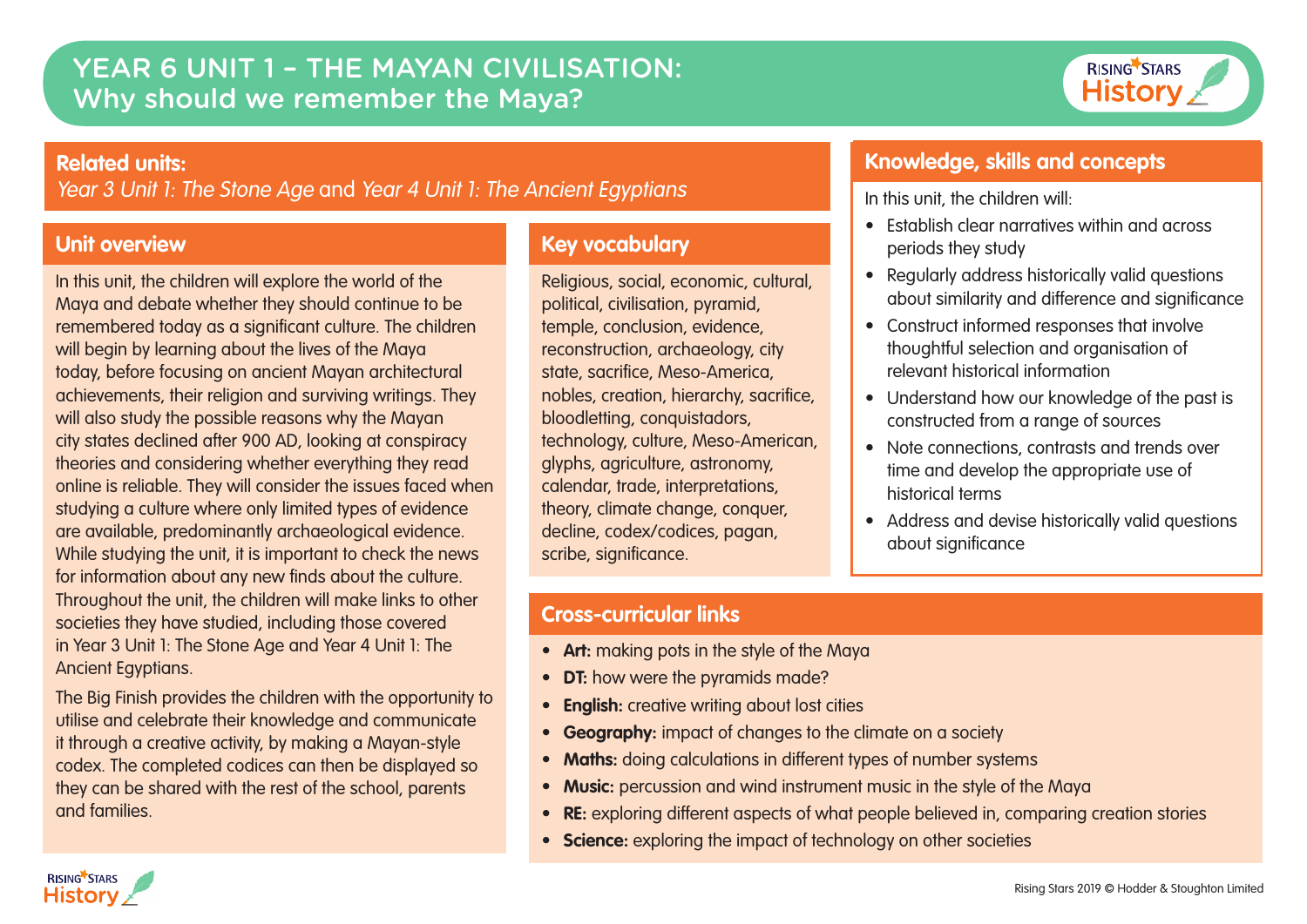# YEAR 6 UNIT 1 – THE MAYAN CIVILISATION: Why should we remember the Maya?

## Related units:

*Year 3 Unit 1: The Stone Age* and *Year 4 Unit 1: The Ancient Egyptians*

## Unit overview

In this unit, the children will explore the world of the Maya and debate whether they should continue to be remembered today as a significant culture. The children will begin by learning about the lives of the Maya today, before focusing on ancient Mayan architectural achievements, their religion and surviving writings. They will also study the possible reasons why the Mayan city states declined after 900 AD, looking at conspiracy theories and considering whether everything they read online is reliable. They will consider the issues faced when studying a culture where only limited types of evidence are available, predominantly archaeological evidence. While studying the unit, it is important to check the news for information about any new finds about the culture. Throughout the unit, the children will make links to other societies they have studied, including those covered in Year 3 Unit 1: The Stone Age and Year 4 Unit 1: The Ancient Egyptians.

The Big Finish provides the children with the opportunity to utilise and celebrate their knowledge and communicate it through a creative activity, by making a Mayan-style codex. The completed codices can then be displayed so they can be shared with the rest of the school, parents and families.

## Key vocabulary

Religious, social, economic, cultural, political, civilisation, pyramid, temple, conclusion, evidence, reconstruction, archaeology, city state, sacrifice, Meso-America, nobles, creation, hierarchy, sacrifice, bloodletting, conquistadors, technology, culture, Meso-American, glyphs, agriculture, astronomy, calendar, trade, interpretations, theory, climate change, conquer, decline, codex/codices, pagan, scribe, significance.

## Knowledge, skills and concepts

In this unit, the children will:

- Establish clear narratives within and across periods they study
- Regularly address historically valid questions about similarity and difference and significance
- Construct informed responses that involve thoughtful selection and organisation of relevant historical information
- Understand how our knowledge of the past is constructed from a range of sources
- Note connections, contrasts and trends over time and develop the appropriate use of historical terms
- Address and devise historically valid questions about significance

## Cross-curricular links

- **Art:** making pots in the style of the Maya
- **DT:** how were the pyramids made?
- **English:** creative writing about lost cities
- **Geography:** impact of changes to the climate on a society
- **Maths:** doing calculations in different types of number systems
- **Music:** percussion and wind instrument music in the style of the Maya
- **RE:** exploring different aspects of what people believed in, comparing creation stories
- **Science:** exploring the impact of technology on other societies

Rising Stars 2019 © Hodder & Stoughton Limited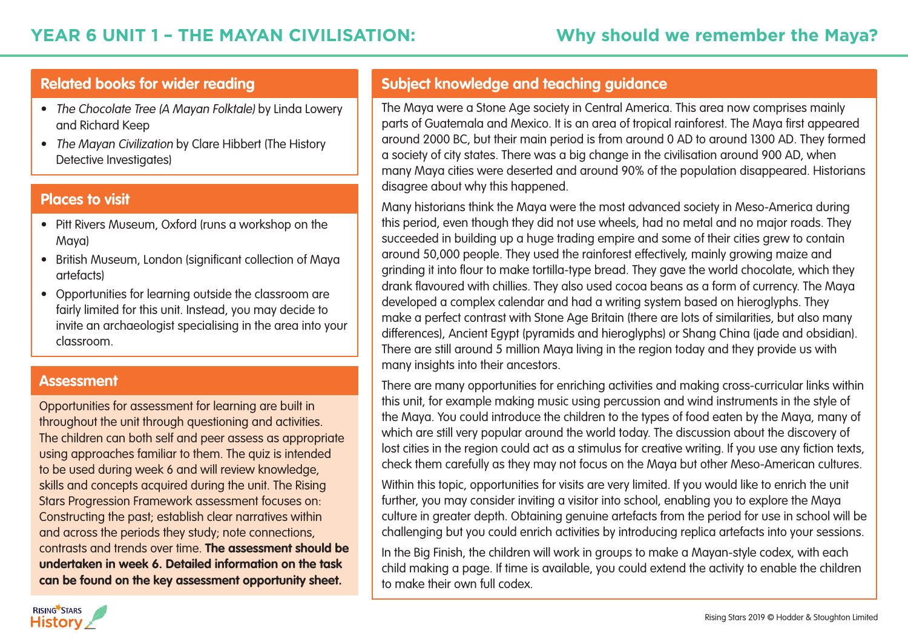# YEAR 6 UNIT 1 – THE MAYAN CIVILISATION: Why should we remember the Maya?

## Related books for wider reading

- *The Chocolate Tree (A Mayan Folktale)* by Linda Lowery and Richard Keep
- *The Mayan Civilization* by Clare Hibbert (The History Detective Investigates)

## Places to visit

- Pitt Rivers Museum, Oxford (runs a workshop on the Maya)
- British Museum, London (significant collection of Maya artefacts)
- Opportunities for learning outside the classroom are fairly limited for this unit. Instead, you may decide to invite an archaeologist specialising in the area into your classroom.

## Assessment

Opportunities for assessment for learning are built in throughout the unit through questioning and activities. The children can both self and peer assess as appropriate using approaches familiar to them. The quiz is intended to be used during week 6 and will review knowledge, skills and concepts acquired during the unit. The Rising Stars Progression Framework assessment focuses on: Constructing the past; establish clear narratives within and across the periods they study; note connections, contrasts and trends over time. **The assessment should be undertaken in week 6. Detailed information on the task can be found on the key assessment opportunity sheet.**

## Subject knowledge and teaching guidance

The Maya were a Stone Age society in Central America. This area now comprises mainly parts of Guatemala and Mexico. It is an area of tropical rainforest. The Maya first appeared around 2000 BC, but their main period is from around 0 AD to around 1300 AD. They formed a society of city states. There was a big change in the civilisation around 900 AD, when many Maya cities were deserted and around 90% of the population disappeared. Historians disagree about why this happened.

Many historians think the Maya were the most advanced society in Meso-America during this period, even though they did not use wheels, had no metal and no major roads. They succeeded in building up a huge trading empire and some of their cities grew to contain around 50,000 people. They used the rainforest effectively, mainly growing maize and grinding it into flour to make tortilla-type bread. They gave the world chocolate, which they drank flavoured with chillies. They also used cocoa beans as a form of currency. The Maya developed a complex calendar and had a writing system based on hieroglyphs. They make a perfect contrast with Stone Age Britain (there are lots of similarities, but also many differences), Ancient Egypt (pyramids and hieroglyphs) or Shang China (jade and obsidian). There are still around 5 million Maya living in the region today and they provide us with many insights into their ancestors.

There are many opportunities for enriching activities and making cross-curricular links within this unit, for example making music using percussion and wind instruments in the style of the Maya. You could introduce the children to the types of food eaten by the Maya, many of which are still very popular around the world today. The discussion about the discovery of lost cities in the region could act as a stimulus for creative writing. If you use any fiction texts, check them carefully as they may not focus on the Maya but other Meso-American cultures.

Within this topic, opportunities for visits are very limited. If you would like to enrich the unit further, you may consider inviting a visitor into school, enabling you to explore the Maya culture in greater depth. Obtaining genuine artefacts from the period for use in school will be challenging but you could enrich activities by introducing replica artefacts into your sessions.

In the Big Finish, the children will work in groups to make a Mayan-style codex, with each child making a page. If time is available, you could extend the activity to enable the children to make their own full codex.